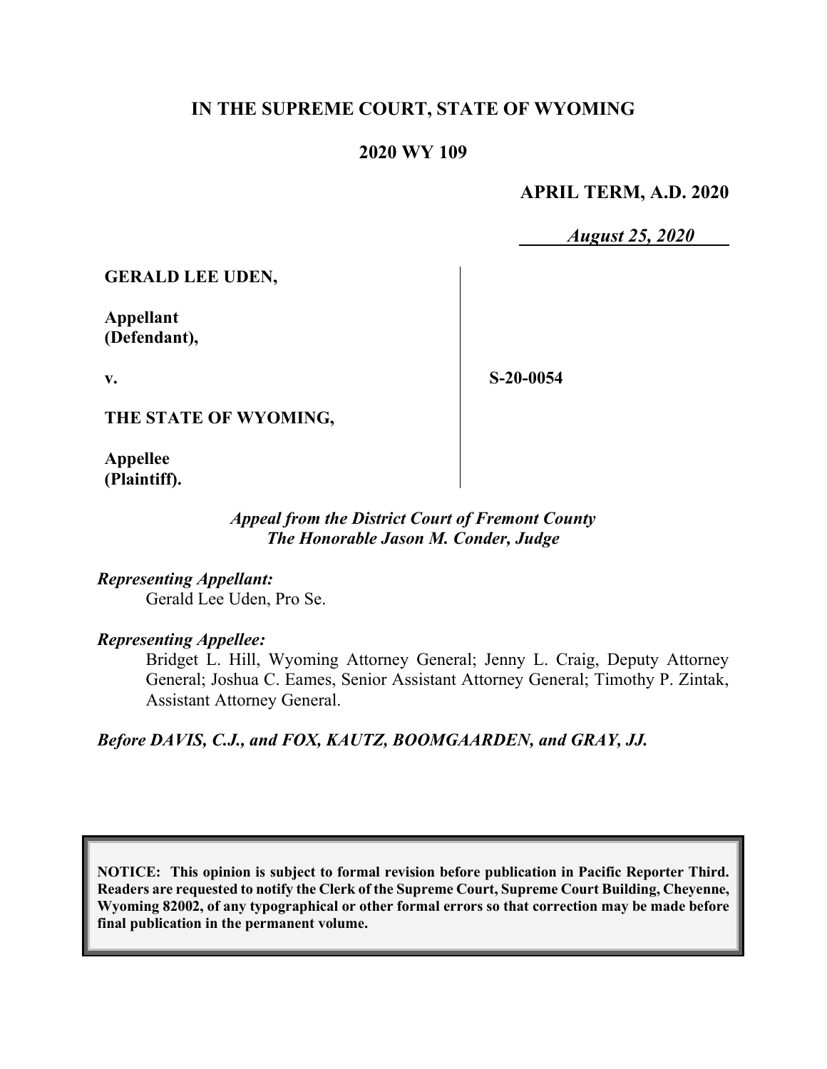# IN THE SUPREME COURT, STATE OF WYOMING

## 2020 WY 109

**APRIL TERM, A.D. 2020**

***August 25, 2020***

| | |
|---|---|
| **GERALD LEE UDEN,**<br><br>**Appellant (Defendant),**<br><br>**v.**<br><br>**THE STATE OF WYOMING,**<br><br>**Appellee (Plaintiff).** | **S-20-0054** |

***Appeal from the District Court of Fremont County***
***The Honorable Jason M. Conder, Judge***

***Representing Appellant:***
Gerald Lee Uden, Pro Se.

***Representing Appellee:***
Bridget L. Hill, Wyoming Attorney General; Jenny L. Craig, Deputy Attorney General; Joshua C. Eames, Senior Assistant Attorney General; Timothy P. Zintak, Assistant Attorney General.

***Before DAVIS, C.J., and FOX, KAUTZ, BOOMGAARDEN, and GRAY, JJ.***

**NOTICE: This opinion is subject to formal revision before publication in Pacific Reporter Third. Readers are requested to notify the Clerk of the Supreme Court, Supreme Court Building, Cheyenne, Wyoming 82002, of any typographical or other formal errors so that correction may be made before final publication in the permanent volume.**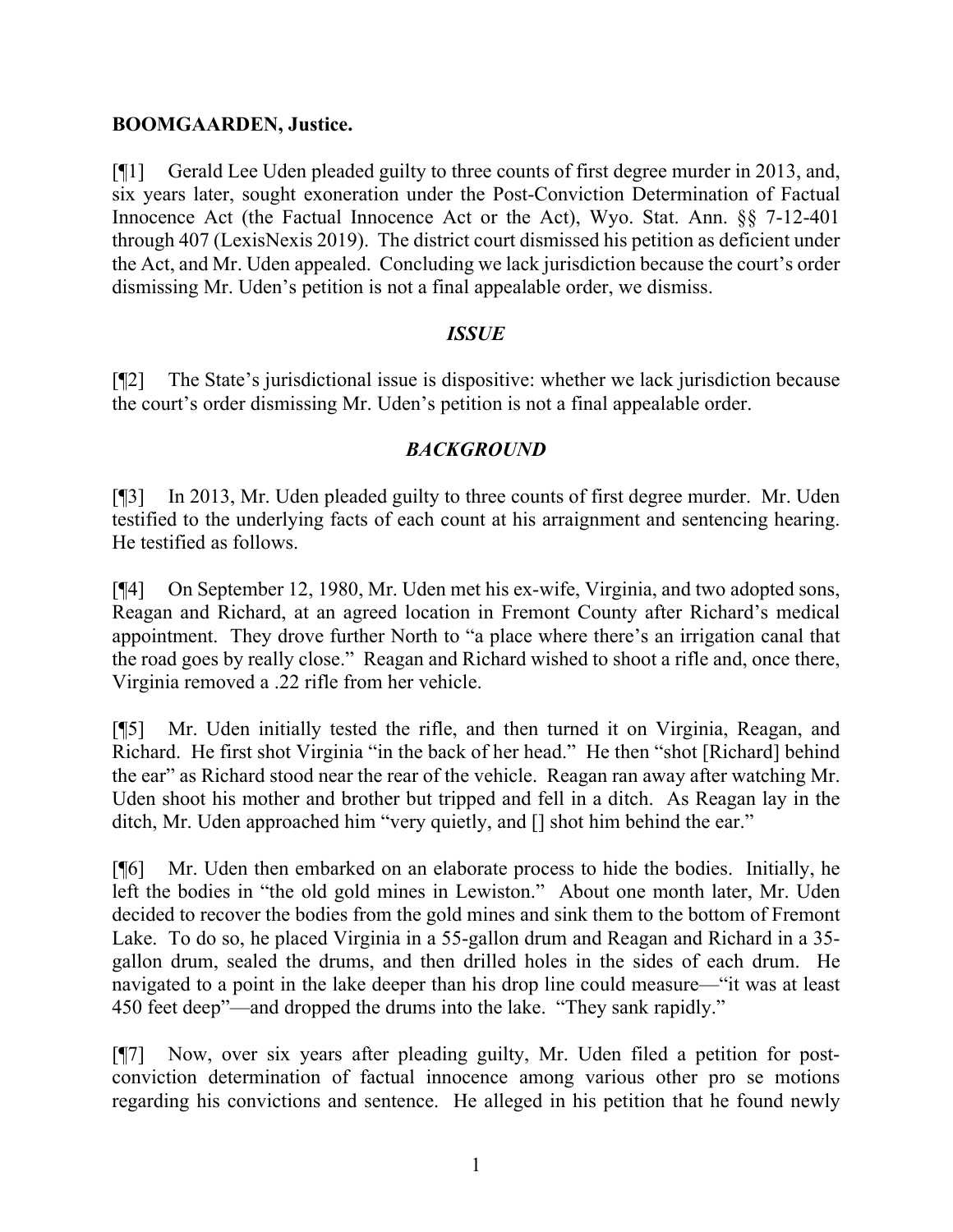**BOOMGAARDEN, Justice.**

[¶1] Gerald Lee Uden pleaded guilty to three counts of first degree murder in 2013, and, six years later, sought exoneration under the Post-Conviction Determination of Factual Innocence Act (the Factual Innocence Act or the Act), Wyo. Stat. Ann. §§ 7-12-401 through 407 (LexisNexis 2019). The district court dismissed his petition as deficient under the Act, and Mr. Uden appealed. Concluding we lack jurisdiction because the court's order dismissing Mr. Uden's petition is not a final appealable order, we dismiss.

## *ISSUE*

[¶2] The State's jurisdictional issue is dispositive: whether we lack jurisdiction because the court's order dismissing Mr. Uden's petition is not a final appealable order.

## *BACKGROUND*

[¶3] In 2013, Mr. Uden pleaded guilty to three counts of first degree murder. Mr. Uden testified to the underlying facts of each count at his arraignment and sentencing hearing. He testified as follows.

[¶4] On September 12, 1980, Mr. Uden met his ex-wife, Virginia, and two adopted sons, Reagan and Richard, at an agreed location in Fremont County after Richard's medical appointment. They drove further North to "a place where there's an irrigation canal that the road goes by really close." Reagan and Richard wished to shoot a rifle and, once there, Virginia removed a .22 rifle from her vehicle.

[¶5] Mr. Uden initially tested the rifle, and then turned it on Virginia, Reagan, and Richard. He first shot Virginia "in the back of her head." He then "shot [Richard] behind the ear" as Richard stood near the rear of the vehicle. Reagan ran away after watching Mr. Uden shoot his mother and brother but tripped and fell in a ditch. As Reagan lay in the ditch, Mr. Uden approached him "very quietly, and [] shot him behind the ear."

[¶6] Mr. Uden then embarked on an elaborate process to hide the bodies. Initially, he left the bodies in "the old gold mines in Lewiston." About one month later, Mr. Uden decided to recover the bodies from the gold mines and sink them to the bottom of Fremont Lake. To do so, he placed Virginia in a 55-gallon drum and Reagan and Richard in a 35-gallon drum, sealed the drums, and then drilled holes in the sides of each drum. He navigated to a point in the lake deeper than his drop line could measure—"it was at least 450 feet deep"—and dropped the drums into the lake. "They sank rapidly."

[¶7] Now, over six years after pleading guilty, Mr. Uden filed a petition for post-conviction determination of factual innocence among various other pro se motions regarding his convictions and sentence. He alleged in his petition that he found newly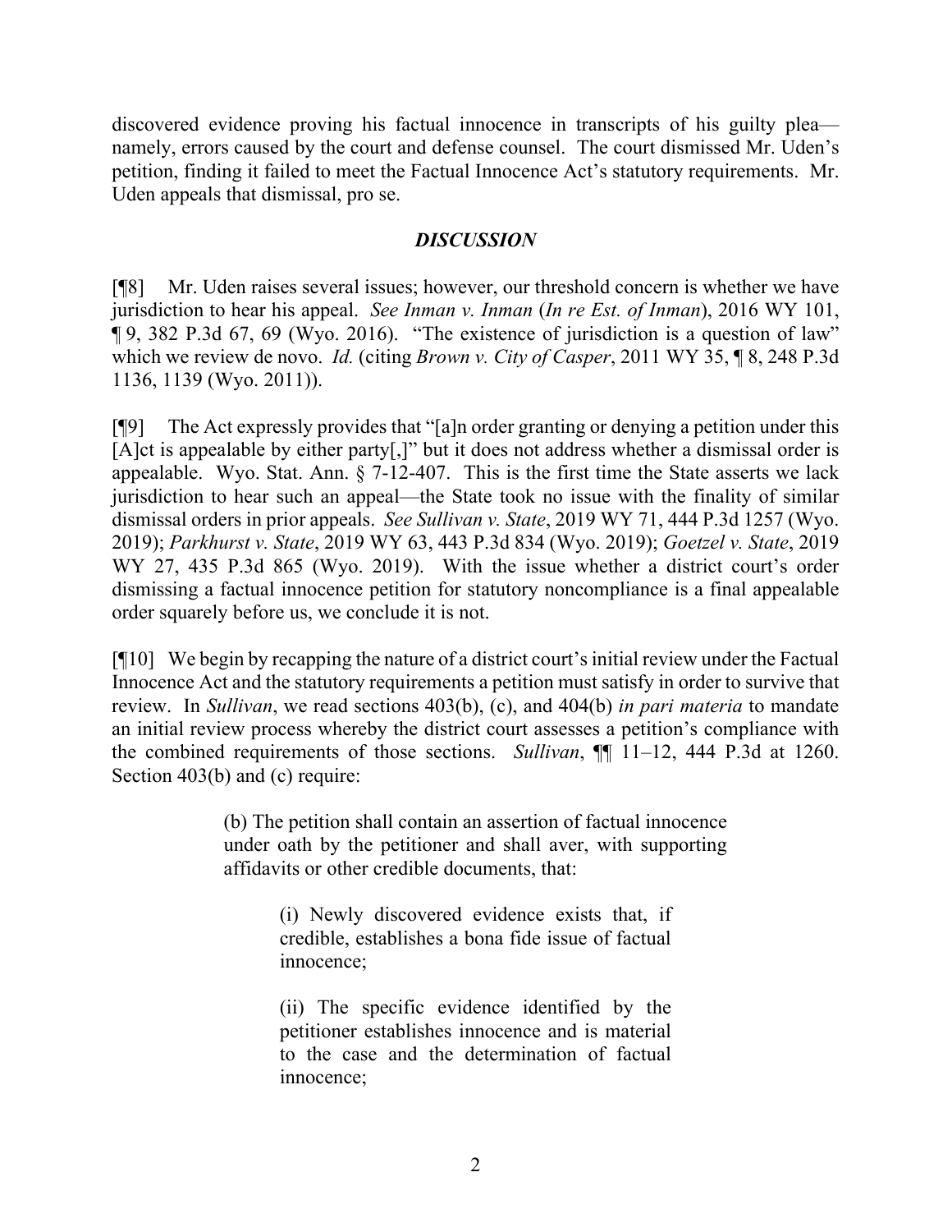discovered evidence proving his factual innocence in transcripts of his guilty plea—namely, errors caused by the court and defense counsel. The court dismissed Mr. Uden's petition, finding it failed to meet the Factual Innocence Act's statutory requirements. Mr. Uden appeals that dismissal, pro se.

## *DISCUSSION*

[¶8] Mr. Uden raises several issues; however, our threshold concern is whether we have jurisdiction to hear his appeal. *See Inman v. Inman* (*In re Est. of Inman*), 2016 WY 101, ¶ 9, 382 P.3d 67, 69 (Wyo. 2016). "The existence of jurisdiction is a question of law" which we review de novo. *Id.* (citing *Brown v. City of Casper*, 2011 WY 35, ¶ 8, 248 P.3d 1136, 1139 (Wyo. 2011)).

[¶9] The Act expressly provides that "[a]n order granting or denying a petition under this [A]ct is appealable by either party[,]" but it does not address whether a dismissal order is appealable. Wyo. Stat. Ann. § 7-12-407. This is the first time the State asserts we lack jurisdiction to hear such an appeal—the State took no issue with the finality of similar dismissal orders in prior appeals. *See Sullivan v. State*, 2019 WY 71, 444 P.3d 1257 (Wyo. 2019); *Parkhurst v. State*, 2019 WY 63, 443 P.3d 834 (Wyo. 2019); *Goetzel v. State*, 2019 WY 27, 435 P.3d 865 (Wyo. 2019). With the issue whether a district court's order dismissing a factual innocence petition for statutory noncompliance is a final appealable order squarely before us, we conclude it is not.

[¶10] We begin by recapping the nature of a district court's initial review under the Factual Innocence Act and the statutory requirements a petition must satisfy in order to survive that review. In *Sullivan*, we read sections 403(b), (c), and 404(b) *in pari materia* to mandate an initial review process whereby the district court assesses a petition's compliance with the combined requirements of those sections. *Sullivan*, ¶¶ 11–12, 444 P.3d at 1260. Section 403(b) and (c) require:

> (b) The petition shall contain an assertion of factual innocence under oath by the petitioner and shall aver, with supporting affidavits or other credible documents, that:
>
> > (i) Newly discovered evidence exists that, if credible, establishes a bona fide issue of factual innocence;
> >
> > (ii) The specific evidence identified by the petitioner establishes innocence and is material to the case and the determination of factual innocence;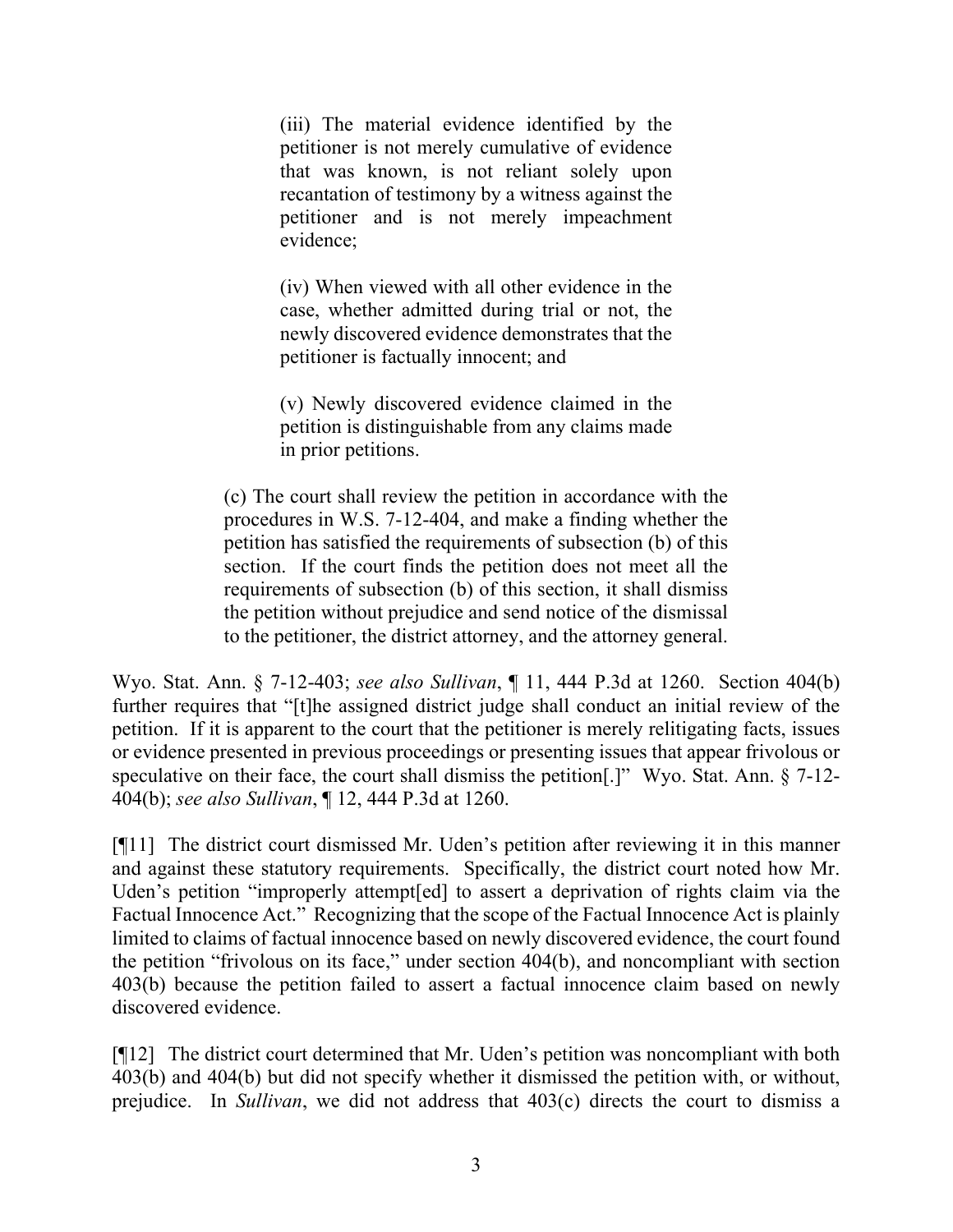> (iii) The material evidence identified by the petitioner is not merely cumulative of evidence that was known, is not reliant solely upon recantation of testimony by a witness against the petitioner and is not merely impeachment evidence;
>
> (iv) When viewed with all other evidence in the case, whether admitted during trial or not, the newly discovered evidence demonstrates that the petitioner is factually innocent; and
>
> (v) Newly discovered evidence claimed in the petition is distinguishable from any claims made in prior petitions.
>
> (c) The court shall review the petition in accordance with the procedures in W.S. 7-12-404, and make a finding whether the petition has satisfied the requirements of subsection (b) of this section. If the court finds the petition does not meet all the requirements of subsection (b) of this section, it shall dismiss the petition without prejudice and send notice of the dismissal to the petitioner, the district attorney, and the attorney general.

Wyo. Stat. Ann. § 7-12-403; *see also Sullivan*, ¶ 11, 444 P.3d at 1260. Section 404(b) further requires that "[t]he assigned district judge shall conduct an initial review of the petition. If it is apparent to the court that the petitioner is merely relitigating facts, issues or evidence presented in previous proceedings or presenting issues that appear frivolous or speculative on their face, the court shall dismiss the petition[.]" Wyo. Stat. Ann. § 7-12-404(b); *see also Sullivan*, ¶ 12, 444 P.3d at 1260.

[¶11] The district court dismissed Mr. Uden's petition after reviewing it in this manner and against these statutory requirements. Specifically, the district court noted how Mr. Uden's petition "improperly attempt[ed] to assert a deprivation of rights claim via the Factual Innocence Act." Recognizing that the scope of the Factual Innocence Act is plainly limited to claims of factual innocence based on newly discovered evidence, the court found the petition "frivolous on its face," under section 404(b), and noncompliant with section 403(b) because the petition failed to assert a factual innocence claim based on newly discovered evidence.

[¶12] The district court determined that Mr. Uden's petition was noncompliant with both 403(b) and 404(b) but did not specify whether it dismissed the petition with, or without, prejudice. In *Sullivan*, we did not address that 403(c) directs the court to dismiss a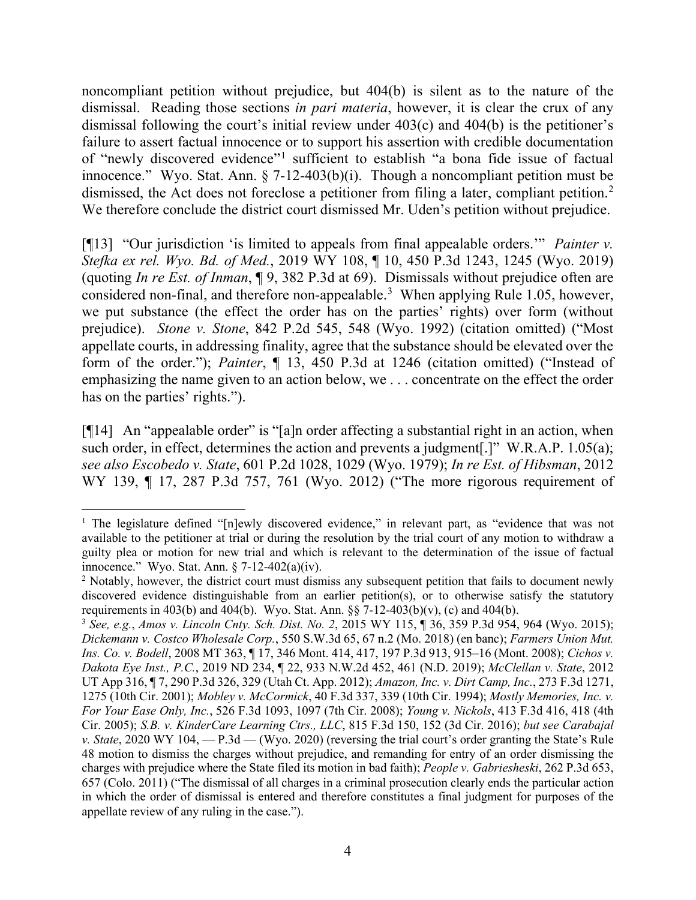noncompliant petition without prejudice, but 404(b) is silent as to the nature of the dismissal. Reading those sections *in pari materia*, however, it is clear the crux of any dismissal following the court's initial review under 403(c) and 404(b) is the petitioner's failure to assert factual innocence or to support his assertion with credible documentation of "newly discovered evidence"[1] sufficient to establish "a bona fide issue of factual innocence." Wyo. Stat. Ann. § 7-12-403(b)(i). Though a noncompliant petition must be dismissed, the Act does not foreclose a petitioner from filing a later, compliant petition.[2] We therefore conclude the district court dismissed Mr. Uden's petition without prejudice.

[¶13] "Our jurisdiction 'is limited to appeals from final appealable orders.'" *Painter v. Stefka ex rel. Wyo. Bd. of Med.*, 2019 WY 108, ¶ 10, 450 P.3d 1243, 1245 (Wyo. 2019) (quoting *In re Est. of Inman*, ¶ 9, 382 P.3d at 69). Dismissals without prejudice often are considered non-final, and therefore non-appealable.[3] When applying Rule 1.05, however, we put substance (the effect the order has on the parties' rights) over form (without prejudice). *Stone v. Stone*, 842 P.2d 545, 548 (Wyo. 1992) (citation omitted) ("Most appellate courts, in addressing finality, agree that the substance should be elevated over the form of the order."); *Painter*, ¶ 13, 450 P.3d at 1246 (citation omitted) ("Instead of emphasizing the name given to an action below, we . . . concentrate on the effect the order has on the parties' rights.").

[¶14] An "appealable order" is "[a]n order affecting a substantial right in an action, when such order, in effect, determines the action and prevents a judgment[.]" W.R.A.P. 1.05(a); *see also Escobedo v. State*, 601 P.2d 1028, 1029 (Wyo. 1979); *In re Est. of Hibsman*, 2012 WY 139, ¶ 17, 287 P.3d 757, 761 (Wyo. 2012) ("The more rigorous requirement of

---

[1] The legislature defined "[n]ewly discovered evidence," in relevant part, as "evidence that was not available to the petitioner at trial or during the resolution by the trial court of any motion to withdraw a guilty plea or motion for new trial and which is relevant to the determination of the issue of factual innocence." Wyo. Stat. Ann. § 7-12-402(a)(iv).

[2] Notably, however, the district court must dismiss any subsequent petition that fails to document newly discovered evidence distinguishable from an earlier petition(s), or to otherwise satisfy the statutory requirements in 403(b) and 404(b). Wyo. Stat. Ann. §§ 7-12-403(b)(v), (c) and 404(b).

[3] *See, e.g.*, *Amos v. Lincoln Cnty. Sch. Dist. No. 2*, 2015 WY 115, ¶ 36, 359 P.3d 954, 964 (Wyo. 2015); *Dickemann v. Costco Wholesale Corp.*, 550 S.W.3d 65, 67 n.2 (Mo. 2018) (en banc); *Farmers Union Mut. Ins. Co. v. Bodell*, 2008 MT 363, ¶ 17, 346 Mont. 414, 417, 197 P.3d 913, 915–16 (Mont. 2008); *Cichos v. Dakota Eye Inst., P.C.*, 2019 ND 234, ¶ 22, 933 N.W.2d 452, 461 (N.D. 2019); *McClellan v. State*, 2012 UT App 316, ¶ 7, 290 P.3d 326, 329 (Utah Ct. App. 2012); *Amazon, Inc. v. Dirt Camp, Inc.*, 273 F.3d 1271, 1275 (10th Cir. 2001); *Mobley v. McCormick*, 40 F.3d 337, 339 (10th Cir. 1994); *Mostly Memories, Inc. v. For Your Ease Only, Inc.*, 526 F.3d 1093, 1097 (7th Cir. 2008); *Young v. Nickols*, 413 F.3d 416, 418 (4th Cir. 2005); *S.B. v. KinderCare Learning Ctrs., LLC*, 815 F.3d 150, 152 (3d Cir. 2016); *but see Carabajal v. State*, 2020 WY 104, — P.3d — (Wyo. 2020) (reversing the trial court's order granting the State's Rule 48 motion to dismiss the charges without prejudice, and remanding for entry of an order dismissing the charges with prejudice where the State filed its motion in bad faith); *People v. Gabriesheski*, 262 P.3d 653, 657 (Colo. 2011) ("The dismissal of all charges in a criminal prosecution clearly ends the particular action in which the order of dismissal is entered and therefore constitutes a final judgment for purposes of the appellate review of any ruling in the case.").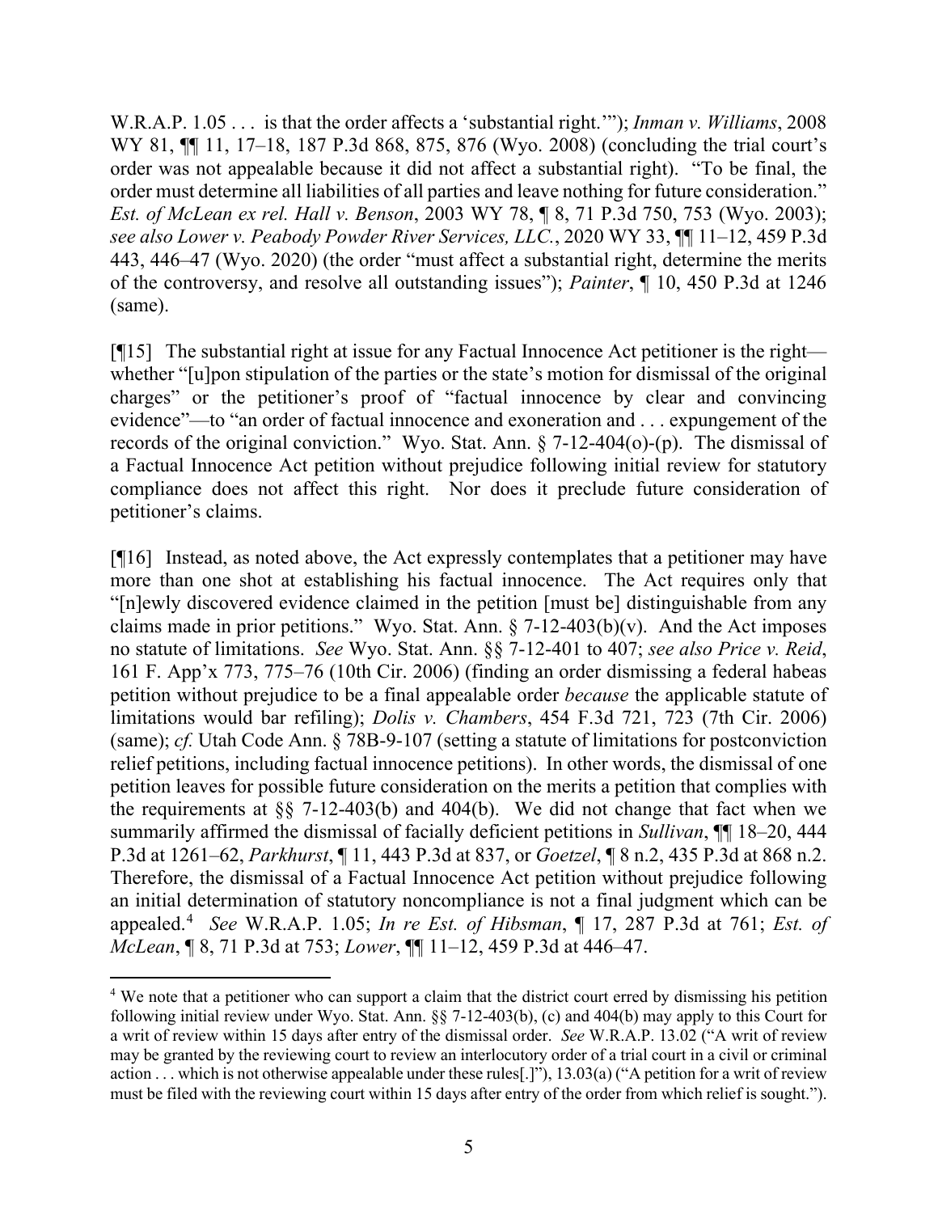W.R.A.P. 1.05 . . . is that the order affects a 'substantial right.'"); *Inman v. Williams*, 2008 WY 81, ¶¶ 11, 17–18, 187 P.3d 868, 875, 876 (Wyo. 2008) (concluding the trial court's order was not appealable because it did not affect a substantial right). "To be final, the order must determine all liabilities of all parties and leave nothing for future consideration." *Est. of McLean ex rel. Hall v. Benson*, 2003 WY 78, ¶ 8, 71 P.3d 750, 753 (Wyo. 2003); *see also Lower v. Peabody Powder River Services, LLC.*, 2020 WY 33, ¶¶ 11–12, 459 P.3d 443, 446–47 (Wyo. 2020) (the order "must affect a substantial right, determine the merits of the controversy, and resolve all outstanding issues"); *Painter*, ¶ 10, 450 P.3d at 1246 (same).

[¶15] The substantial right at issue for any Factual Innocence Act petitioner is the right—whether "[u]pon stipulation of the parties or the state's motion for dismissal of the original charges" or the petitioner's proof of "factual innocence by clear and convincing evidence"—to "an order of factual innocence and exoneration and . . . expungement of the records of the original conviction." Wyo. Stat. Ann. § 7-12-404(o)-(p). The dismissal of a Factual Innocence Act petition without prejudice following initial review for statutory compliance does not affect this right. Nor does it preclude future consideration of petitioner's claims.

[¶16] Instead, as noted above, the Act expressly contemplates that a petitioner may have more than one shot at establishing his factual innocence. The Act requires only that "[n]ewly discovered evidence claimed in the petition [must be] distinguishable from any claims made in prior petitions." Wyo. Stat. Ann. § 7-12-403(b)(v). And the Act imposes no statute of limitations. *See* Wyo. Stat. Ann. §§ 7-12-401 to 407; *see also Price v. Reid*, 161 F. App'x 773, 775–76 (10th Cir. 2006) (finding an order dismissing a federal habeas petition without prejudice to be a final appealable order *because* the applicable statute of limitations would bar refiling); *Dolis v. Chambers*, 454 F.3d 721, 723 (7th Cir. 2006) (same); *cf.* Utah Code Ann. § 78B-9-107 (setting a statute of limitations for postconviction relief petitions, including factual innocence petitions). In other words, the dismissal of one petition leaves for possible future consideration on the merits a petition that complies with the requirements at §§ 7-12-403(b) and 404(b). We did not change that fact when we summarily affirmed the dismissal of facially deficient petitions in *Sullivan*, ¶¶ 18–20, 444 P.3d at 1261–62, *Parkhurst*, ¶ 11, 443 P.3d at 837, or *Goetzel*, ¶ 8 n.2, 435 P.3d at 868 n.2. Therefore, the dismissal of a Factual Innocence Act petition without prejudice following an initial determination of statutory noncompliance is not a final judgment which can be appealed.[4] *See* W.R.A.P. 1.05; *In re Est. of Hibsman*, ¶ 17, 287 P.3d at 761; *Est. of McLean*, ¶ 8, 71 P.3d at 753; *Lower*, ¶¶ 11–12, 459 P.3d at 446–47.

---

[4] We note that a petitioner who can support a claim that the district court erred by dismissing his petition following initial review under Wyo. Stat. Ann. §§ 7-12-403(b), (c) and 404(b) may apply to this Court for a writ of review within 15 days after entry of the dismissal order. *See* W.R.A.P. 13.02 ("A writ of review may be granted by the reviewing court to review an interlocutory order of a trial court in a civil or criminal action . . . which is not otherwise appealable under these rules[.]"), 13.03(a) ("A petition for a writ of review must be filed with the reviewing court within 15 days after entry of the order from which relief is sought.").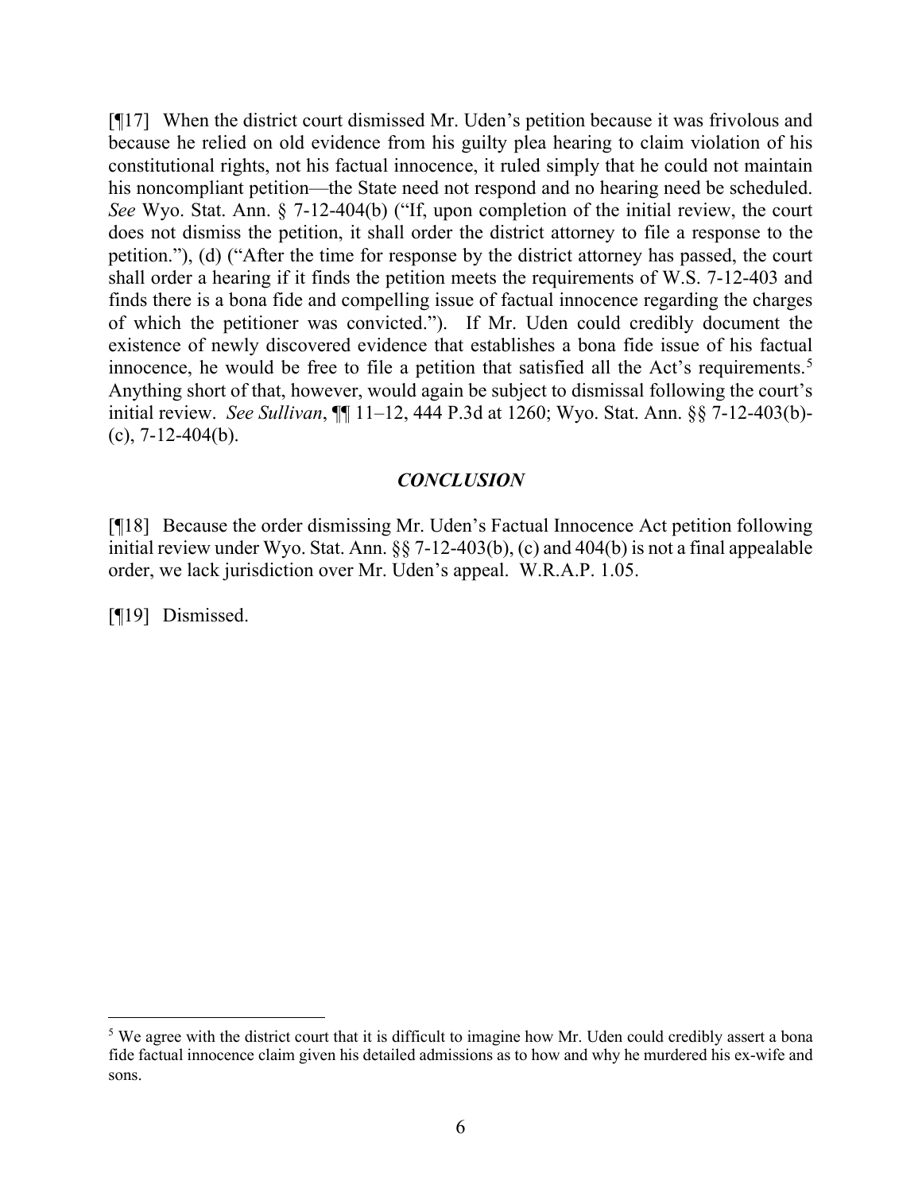[¶17] When the district court dismissed Mr. Uden's petition because it was frivolous and because he relied on old evidence from his guilty plea hearing to claim violation of his constitutional rights, not his factual innocence, it ruled simply that he could not maintain his noncompliant petition—the State need not respond and no hearing need be scheduled. *See* Wyo. Stat. Ann. § 7-12-404(b) ("If, upon completion of the initial review, the court does not dismiss the petition, it shall order the district attorney to file a response to the petition."), (d) ("After the time for response by the district attorney has passed, the court shall order a hearing if it finds the petition meets the requirements of W.S. 7-12-403 and finds there is a bona fide and compelling issue of factual innocence regarding the charges of which the petitioner was convicted."). If Mr. Uden could credibly document the existence of newly discovered evidence that establishes a bona fide issue of his factual innocence, he would be free to file a petition that satisfied all the Act's requirements.[5] Anything short of that, however, would again be subject to dismissal following the court's initial review. *See Sullivan*, ¶¶ 11–12, 444 P.3d at 1260; Wyo. Stat. Ann. §§ 7-12-403(b)-(c), 7-12-404(b).

## *CONCLUSION*

[¶18] Because the order dismissing Mr. Uden's Factual Innocence Act petition following initial review under Wyo. Stat. Ann. §§ 7-12-403(b), (c) and 404(b) is not a final appealable order, we lack jurisdiction over Mr. Uden's appeal. W.R.A.P. 1.05.

[¶19] Dismissed.

---

[5] We agree with the district court that it is difficult to imagine how Mr. Uden could credibly assert a bona fide factual innocence claim given his detailed admissions as to how and why he murdered his ex-wife and sons.